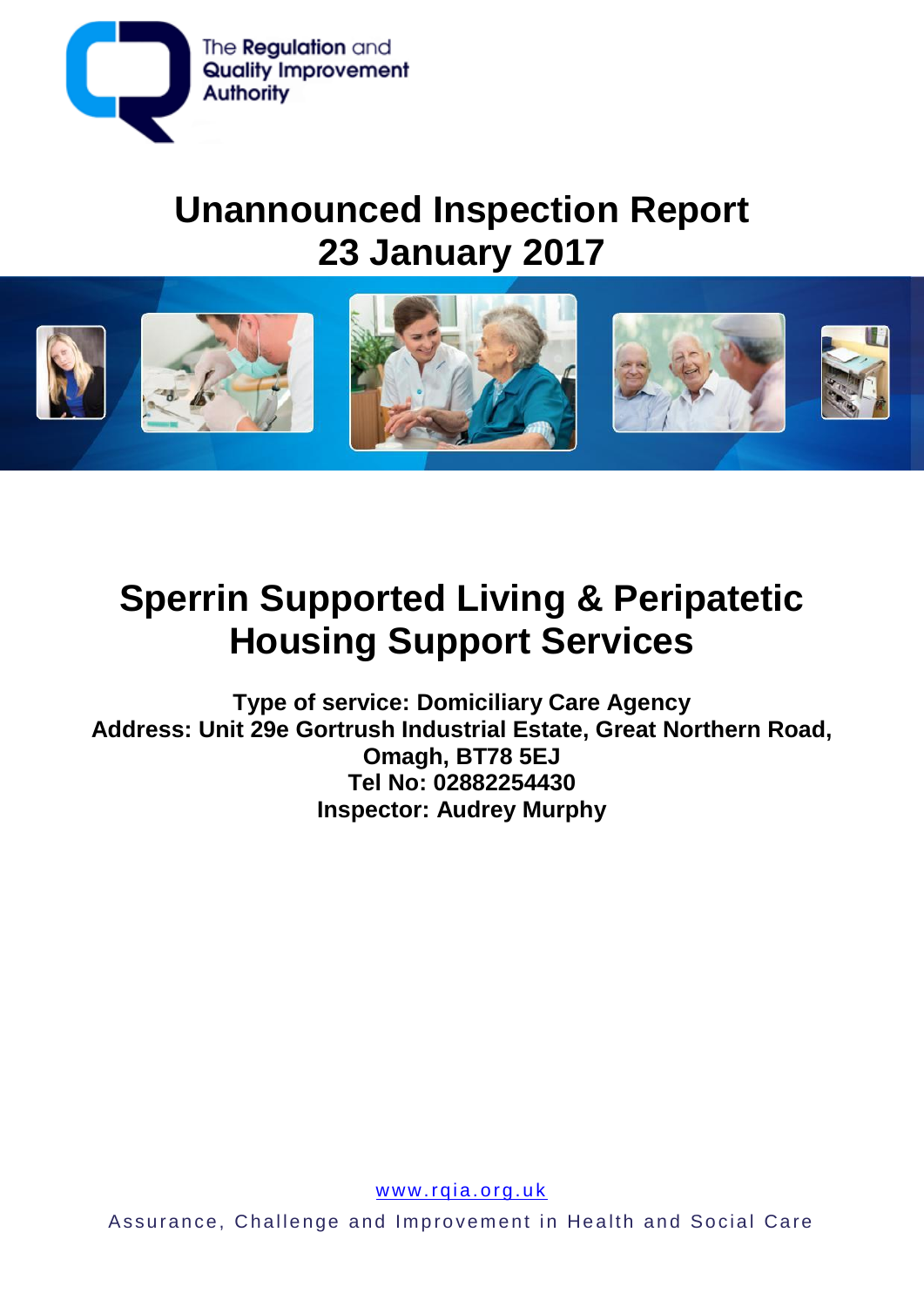The Regulation and Quality Improvement Authority

# Unannounced Inspection Report
# 23 January 2017

# Sperrin Supported Living & Peripatetic Housing Support Services

**Type of service: Domiciliary Care Agency**
**Address: Unit 29e Gortrush Industrial Estate, Great Northern Road, Omagh, BT78 5EJ**
**Tel No: 02882254430**
**Inspector: Audrey Murphy**

www.rqia.org.uk

Assurance, Challenge and Improvement in Health and Social Care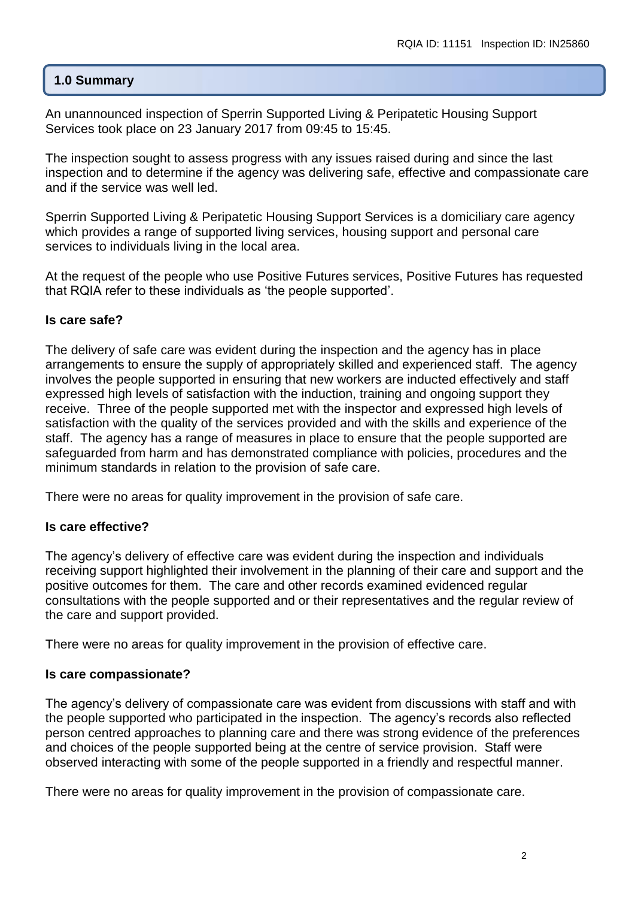## 1.0 Summary

An unannounced inspection of Sperrin Supported Living & Peripatetic Housing Support Services took place on 23 January 2017 from 09:45 to 15:45.

The inspection sought to assess progress with any issues raised during and since the last inspection and to determine if the agency was delivering safe, effective and compassionate care and if the service was well led.

Sperrin Supported Living & Peripatetic Housing Support Services is a domiciliary care agency which provides a range of supported living services, housing support and personal care services to individuals living in the local area.

At the request of the people who use Positive Futures services, Positive Futures has requested that RQIA refer to these individuals as 'the people supported'.

**Is care safe?**

The delivery of safe care was evident during the inspection and the agency has in place arrangements to ensure the supply of appropriately skilled and experienced staff. The agency involves the people supported in ensuring that new workers are inducted effectively and staff expressed high levels of satisfaction with the induction, training and ongoing support they receive. Three of the people supported met with the inspector and expressed high levels of satisfaction with the quality of the services provided and with the skills and experience of the staff. The agency has a range of measures in place to ensure that the people supported are safeguarded from harm and has demonstrated compliance with policies, procedures and the minimum standards in relation to the provision of safe care.

There were no areas for quality improvement in the provision of safe care.

**Is care effective?**

The agency's delivery of effective care was evident during the inspection and individuals receiving support highlighted their involvement in the planning of their care and support and the positive outcomes for them. The care and other records examined evidenced regular consultations with the people supported and or their representatives and the regular review of the care and support provided.

There were no areas for quality improvement in the provision of effective care.

**Is care compassionate?**

The agency's delivery of compassionate care was evident from discussions with staff and with the people supported who participated in the inspection. The agency's records also reflected person centred approaches to planning care and there was strong evidence of the preferences and choices of the people supported being at the centre of service provision. Staff were observed interacting with some of the people supported in a friendly and respectful manner.

There were no areas for quality improvement in the provision of compassionate care.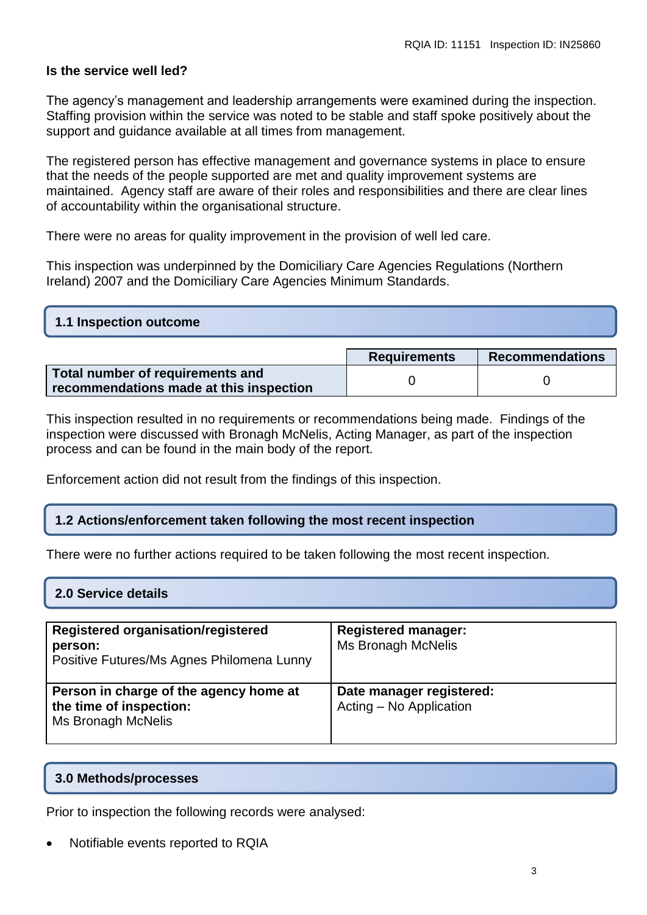**Is the service well led?**

The agency's management and leadership arrangements were examined during the inspection. Staffing provision within the service was noted to be stable and staff spoke positively about the support and guidance available at all times from management.

The registered person has effective management and governance systems in place to ensure that the needs of the people supported are met and quality improvement systems are maintained. Agency staff are aware of their roles and responsibilities and there are clear lines of accountability within the organisational structure.

There were no areas for quality improvement in the provision of well led care.

This inspection was underpinned by the Domiciliary Care Agencies Regulations (Northern Ireland) 2007 and the Domiciliary Care Agencies Minimum Standards.

## 1.1 Inspection outcome

| | Requirements | Recommendations |
|---|---|---|
| **Total number of requirements and recommendations made at this inspection** | 0 | 0 |

This inspection resulted in no requirements or recommendations being made. Findings of the inspection were discussed with Bronagh McNelis, Acting Manager, as part of the inspection process and can be found in the main body of the report.

Enforcement action did not result from the findings of this inspection.

## 1.2 Actions/enforcement taken following the most recent inspection

There were no further actions required to be taken following the most recent inspection.

## 2.0 Service details

| | |
|---|---|
| **Registered organisation/registered person:**<br>Positive Futures/Ms Agnes Philomena Lunny | **Registered manager:**<br>Ms Bronagh McNelis |
| **Person in charge of the agency home at the time of inspection:**<br>Ms Bronagh McNelis | **Date manager registered:**<br>Acting – No Application |

## 3.0 Methods/processes

Prior to inspection the following records were analysed:

- Notifiable events reported to RQIA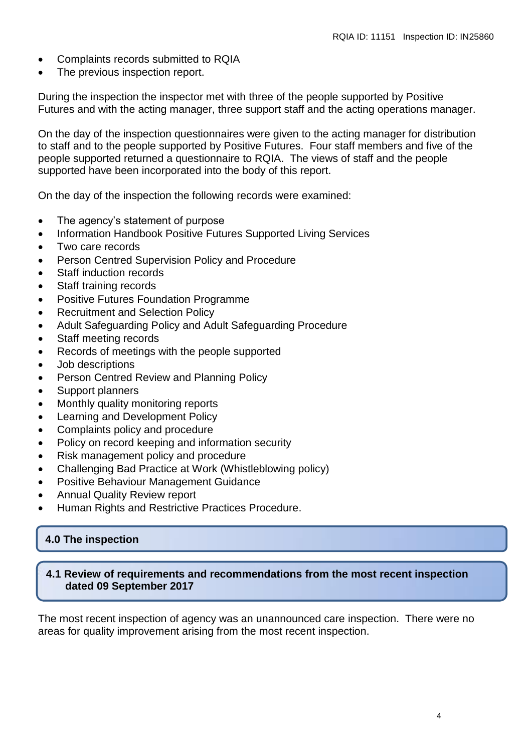- Complaints records submitted to RQIA
- The previous inspection report.

During the inspection the inspector met with three of the people supported by Positive Futures and with the acting manager, three support staff and the acting operations manager.

On the day of the inspection questionnaires were given to the acting manager for distribution to staff and to the people supported by Positive Futures. Four staff members and five of the people supported returned a questionnaire to RQIA. The views of staff and the people supported have been incorporated into the body of this report.

On the day of the inspection the following records were examined:

- The agency's statement of purpose
- Information Handbook Positive Futures Supported Living Services
- Two care records
- Person Centred Supervision Policy and Procedure
- Staff induction records
- Staff training records
- Positive Futures Foundation Programme
- Recruitment and Selection Policy
- Adult Safeguarding Policy and Adult Safeguarding Procedure
- Staff meeting records
- Records of meetings with the people supported
- Job descriptions
- Person Centred Review and Planning Policy
- Support planners
- Monthly quality monitoring reports
- Learning and Development Policy
- Complaints policy and procedure
- Policy on record keeping and information security
- Risk management policy and procedure
- Challenging Bad Practice at Work (Whistleblowing policy)
- Positive Behaviour Management Guidance
- Annual Quality Review report
- Human Rights and Restrictive Practices Procedure.

## 4.0 The inspection

### 4.1 Review of requirements and recommendations from the most recent inspection dated 09 September 2017

The most recent inspection of agency was an unannounced care inspection. There were no areas for quality improvement arising from the most recent inspection.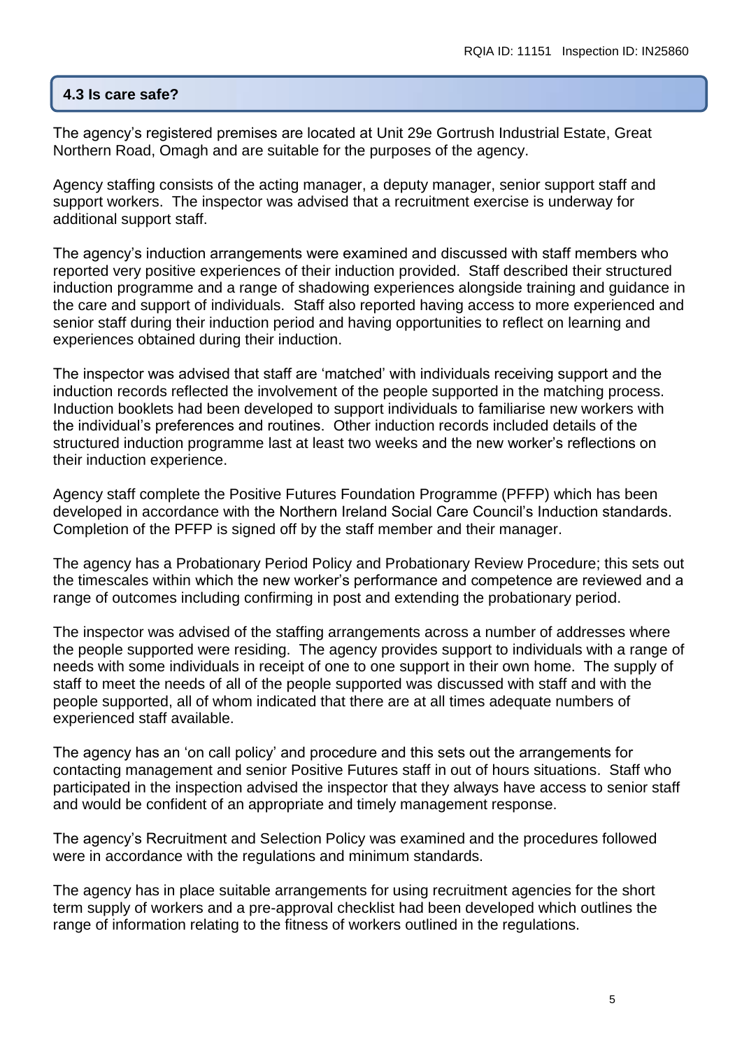## 4.3 Is care safe?

The agency's registered premises are located at Unit 29e Gortrush Industrial Estate, Great Northern Road, Omagh and are suitable for the purposes of the agency.

Agency staffing consists of the acting manager, a deputy manager, senior support staff and support workers. The inspector was advised that a recruitment exercise is underway for additional support staff.

The agency's induction arrangements were examined and discussed with staff members who reported very positive experiences of their induction provided. Staff described their structured induction programme and a range of shadowing experiences alongside training and guidance in the care and support of individuals. Staff also reported having access to more experienced and senior staff during their induction period and having opportunities to reflect on learning and experiences obtained during their induction.

The inspector was advised that staff are 'matched' with individuals receiving support and the induction records reflected the involvement of the people supported in the matching process. Induction booklets had been developed to support individuals to familiarise new workers with the individual's preferences and routines. Other induction records included details of the structured induction programme last at least two weeks and the new worker's reflections on their induction experience.

Agency staff complete the Positive Futures Foundation Programme (PFFP) which has been developed in accordance with the Northern Ireland Social Care Council's Induction standards. Completion of the PFFP is signed off by the staff member and their manager.

The agency has a Probationary Period Policy and Probationary Review Procedure; this sets out the timescales within which the new worker's performance and competence are reviewed and a range of outcomes including confirming in post and extending the probationary period.

The inspector was advised of the staffing arrangements across a number of addresses where the people supported were residing. The agency provides support to individuals with a range of needs with some individuals in receipt of one to one support in their own home. The supply of staff to meet the needs of all of the people supported was discussed with staff and with the people supported, all of whom indicated that there are at all times adequate numbers of experienced staff available.

The agency has an 'on call policy' and procedure and this sets out the arrangements for contacting management and senior Positive Futures staff in out of hours situations. Staff who participated in the inspection advised the inspector that they always have access to senior staff and would be confident of an appropriate and timely management response.

The agency's Recruitment and Selection Policy was examined and the procedures followed were in accordance with the regulations and minimum standards.

The agency has in place suitable arrangements for using recruitment agencies for the short term supply of workers and a pre-approval checklist had been developed which outlines the range of information relating to the fitness of workers outlined in the regulations.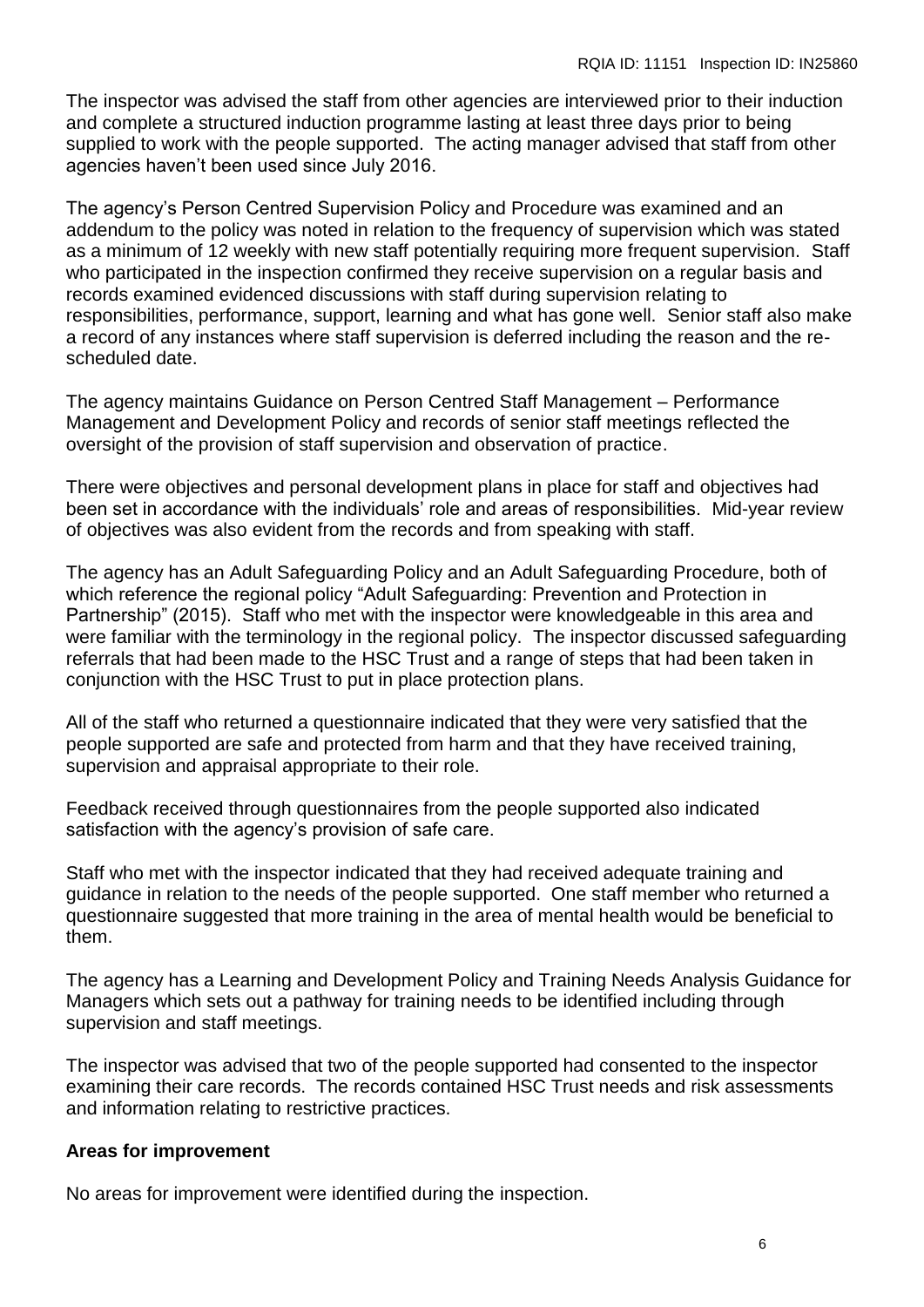The inspector was advised the staff from other agencies are interviewed prior to their induction and complete a structured induction programme lasting at least three days prior to being supplied to work with the people supported. The acting manager advised that staff from other agencies haven't been used since July 2016.

The agency's Person Centred Supervision Policy and Procedure was examined and an addendum to the policy was noted in relation to the frequency of supervision which was stated as a minimum of 12 weekly with new staff potentially requiring more frequent supervision. Staff who participated in the inspection confirmed they receive supervision on a regular basis and records examined evidenced discussions with staff during supervision relating to responsibilities, performance, support, learning and what has gone well. Senior staff also make a record of any instances where staff supervision is deferred including the reason and the re-scheduled date.

The agency maintains Guidance on Person Centred Staff Management – Performance Management and Development Policy and records of senior staff meetings reflected the oversight of the provision of staff supervision and observation of practice.

There were objectives and personal development plans in place for staff and objectives had been set in accordance with the individuals' role and areas of responsibilities. Mid-year review of objectives was also evident from the records and from speaking with staff.

The agency has an Adult Safeguarding Policy and an Adult Safeguarding Procedure, both of which reference the regional policy "Adult Safeguarding: Prevention and Protection in Partnership" (2015). Staff who met with the inspector were knowledgeable in this area and were familiar with the terminology in the regional policy. The inspector discussed safeguarding referrals that had been made to the HSC Trust and a range of steps that had been taken in conjunction with the HSC Trust to put in place protection plans.

All of the staff who returned a questionnaire indicated that they were very satisfied that the people supported are safe and protected from harm and that they have received training, supervision and appraisal appropriate to their role.

Feedback received through questionnaires from the people supported also indicated satisfaction with the agency's provision of safe care.

Staff who met with the inspector indicated that they had received adequate training and guidance in relation to the needs of the people supported. One staff member who returned a questionnaire suggested that more training in the area of mental health would be beneficial to them.

The agency has a Learning and Development Policy and Training Needs Analysis Guidance for Managers which sets out a pathway for training needs to be identified including through supervision and staff meetings.

The inspector was advised that two of the people supported had consented to the inspector examining their care records. The records contained HSC Trust needs and risk assessments and information relating to restrictive practices.

**Areas for improvement**

No areas for improvement were identified during the inspection.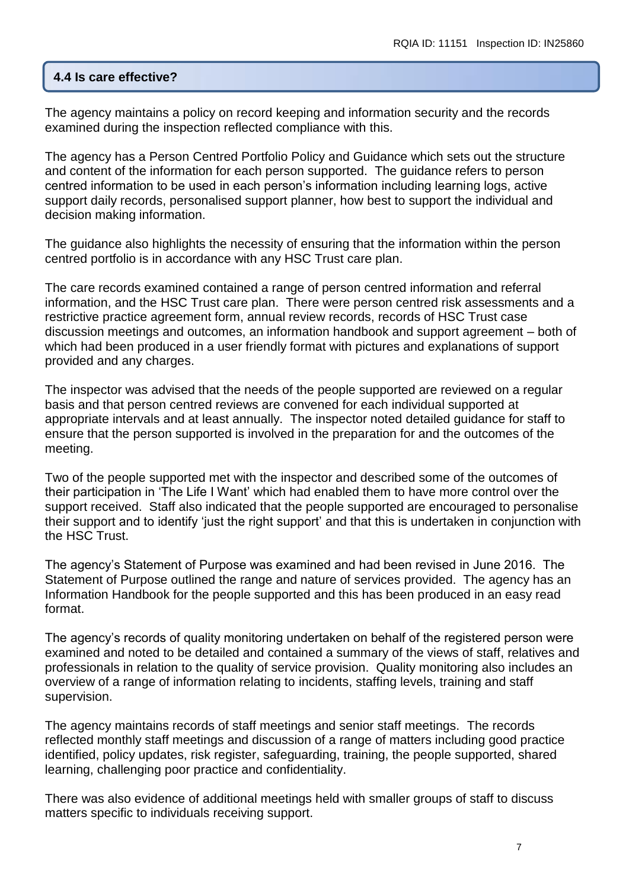## 4.4 Is care effective?

The agency maintains a policy on record keeping and information security and the records examined during the inspection reflected compliance with this.

The agency has a Person Centred Portfolio Policy and Guidance which sets out the structure and content of the information for each person supported. The guidance refers to person centred information to be used in each person's information including learning logs, active support daily records, personalised support planner, how best to support the individual and decision making information.

The guidance also highlights the necessity of ensuring that the information within the person centred portfolio is in accordance with any HSC Trust care plan.

The care records examined contained a range of person centred information and referral information, and the HSC Trust care plan. There were person centred risk assessments and a restrictive practice agreement form, annual review records, records of HSC Trust case discussion meetings and outcomes, an information handbook and support agreement – both of which had been produced in a user friendly format with pictures and explanations of support provided and any charges.

The inspector was advised that the needs of the people supported are reviewed on a regular basis and that person centred reviews are convened for each individual supported at appropriate intervals and at least annually. The inspector noted detailed guidance for staff to ensure that the person supported is involved in the preparation for and the outcomes of the meeting.

Two of the people supported met with the inspector and described some of the outcomes of their participation in 'The Life I Want' which had enabled them to have more control over the support received. Staff also indicated that the people supported are encouraged to personalise their support and to identify 'just the right support' and that this is undertaken in conjunction with the HSC Trust.

The agency's Statement of Purpose was examined and had been revised in June 2016. The Statement of Purpose outlined the range and nature of services provided. The agency has an Information Handbook for the people supported and this has been produced in an easy read format.

The agency's records of quality monitoring undertaken on behalf of the registered person were examined and noted to be detailed and contained a summary of the views of staff, relatives and professionals in relation to the quality of service provision. Quality monitoring also includes an overview of a range of information relating to incidents, staffing levels, training and staff supervision.

The agency maintains records of staff meetings and senior staff meetings. The records reflected monthly staff meetings and discussion of a range of matters including good practice identified, policy updates, risk register, safeguarding, training, the people supported, shared learning, challenging poor practice and confidentiality.

There was also evidence of additional meetings held with smaller groups of staff to discuss matters specific to individuals receiving support.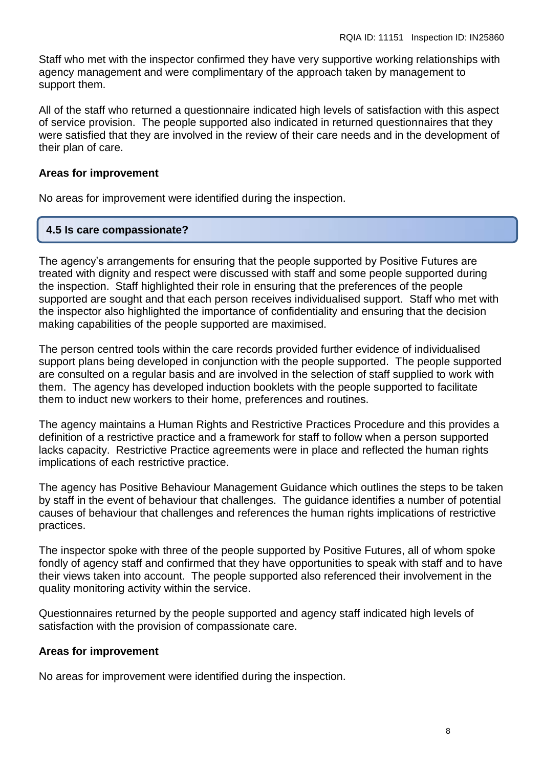Staff who met with the inspector confirmed they have very supportive working relationships with agency management and were complimentary of the approach taken by management to support them.

All of the staff who returned a questionnaire indicated high levels of satisfaction with this aspect of service provision. The people supported also indicated in returned questionnaires that they were satisfied that they are involved in the review of their care needs and in the development of their plan of care.

**Areas for improvement**

No areas for improvement were identified during the inspection.

## 4.5 Is care compassionate?

The agency's arrangements for ensuring that the people supported by Positive Futures are treated with dignity and respect were discussed with staff and some people supported during the inspection. Staff highlighted their role in ensuring that the preferences of the people supported are sought and that each person receives individualised support. Staff who met with the inspector also highlighted the importance of confidentiality and ensuring that the decision making capabilities of the people supported are maximised.

The person centred tools within the care records provided further evidence of individualised support plans being developed in conjunction with the people supported. The people supported are consulted on a regular basis and are involved in the selection of staff supplied to work with them. The agency has developed induction booklets with the people supported to facilitate them to induct new workers to their home, preferences and routines.

The agency maintains a Human Rights and Restrictive Practices Procedure and this provides a definition of a restrictive practice and a framework for staff to follow when a person supported lacks capacity. Restrictive Practice agreements were in place and reflected the human rights implications of each restrictive practice.

The agency has Positive Behaviour Management Guidance which outlines the steps to be taken by staff in the event of behaviour that challenges. The guidance identifies a number of potential causes of behaviour that challenges and references the human rights implications of restrictive practices.

The inspector spoke with three of the people supported by Positive Futures, all of whom spoke fondly of agency staff and confirmed that they have opportunities to speak with staff and to have their views taken into account. The people supported also referenced their involvement in the quality monitoring activity within the service.

Questionnaires returned by the people supported and agency staff indicated high levels of satisfaction with the provision of compassionate care.

**Areas for improvement**

No areas for improvement were identified during the inspection.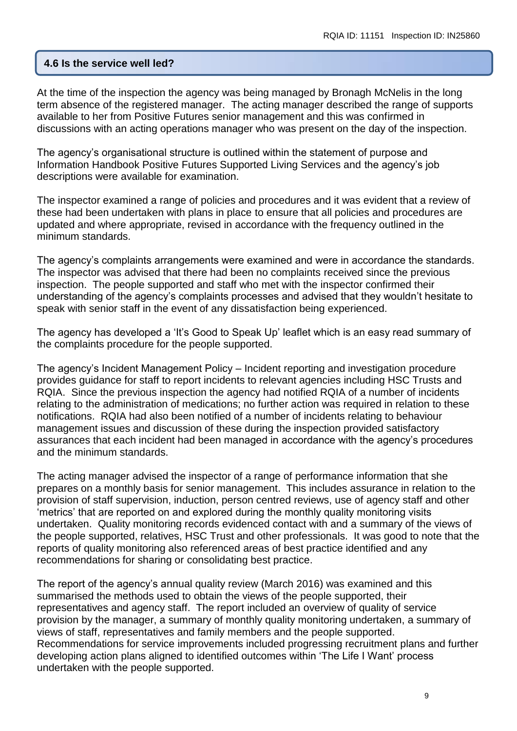## 4.6 Is the service well led?

At the time of the inspection the agency was being managed by Bronagh McNelis in the long term absence of the registered manager. The acting manager described the range of supports available to her from Positive Futures senior management and this was confirmed in discussions with an acting operations manager who was present on the day of the inspection.

The agency's organisational structure is outlined within the statement of purpose and Information Handbook Positive Futures Supported Living Services and the agency's job descriptions were available for examination.

The inspector examined a range of policies and procedures and it was evident that a review of these had been undertaken with plans in place to ensure that all policies and procedures are updated and where appropriate, revised in accordance with the frequency outlined in the minimum standards.

The agency's complaints arrangements were examined and were in accordance the standards. The inspector was advised that there had been no complaints received since the previous inspection. The people supported and staff who met with the inspector confirmed their understanding of the agency's complaints processes and advised that they wouldn't hesitate to speak with senior staff in the event of any dissatisfaction being experienced.

The agency has developed a 'It's Good to Speak Up' leaflet which is an easy read summary of the complaints procedure for the people supported.

The agency's Incident Management Policy – Incident reporting and investigation procedure provides guidance for staff to report incidents to relevant agencies including HSC Trusts and RQIA. Since the previous inspection the agency had notified RQIA of a number of incidents relating to the administration of medications; no further action was required in relation to these notifications. RQIA had also been notified of a number of incidents relating to behaviour management issues and discussion of these during the inspection provided satisfactory assurances that each incident had been managed in accordance with the agency's procedures and the minimum standards.

The acting manager advised the inspector of a range of performance information that she prepares on a monthly basis for senior management. This includes assurance in relation to the provision of staff supervision, induction, person centred reviews, use of agency staff and other 'metrics' that are reported on and explored during the monthly quality monitoring visits undertaken. Quality monitoring records evidenced contact with and a summary of the views of the people supported, relatives, HSC Trust and other professionals. It was good to note that the reports of quality monitoring also referenced areas of best practice identified and any recommendations for sharing or consolidating best practice.

The report of the agency's annual quality review (March 2016) was examined and this summarised the methods used to obtain the views of the people supported, their representatives and agency staff. The report included an overview of quality of service provision by the manager, a summary of monthly quality monitoring undertaken, a summary of views of staff, representatives and family members and the people supported. Recommendations for service improvements included progressing recruitment plans and further developing action plans aligned to identified outcomes within 'The Life I Want' process undertaken with the people supported.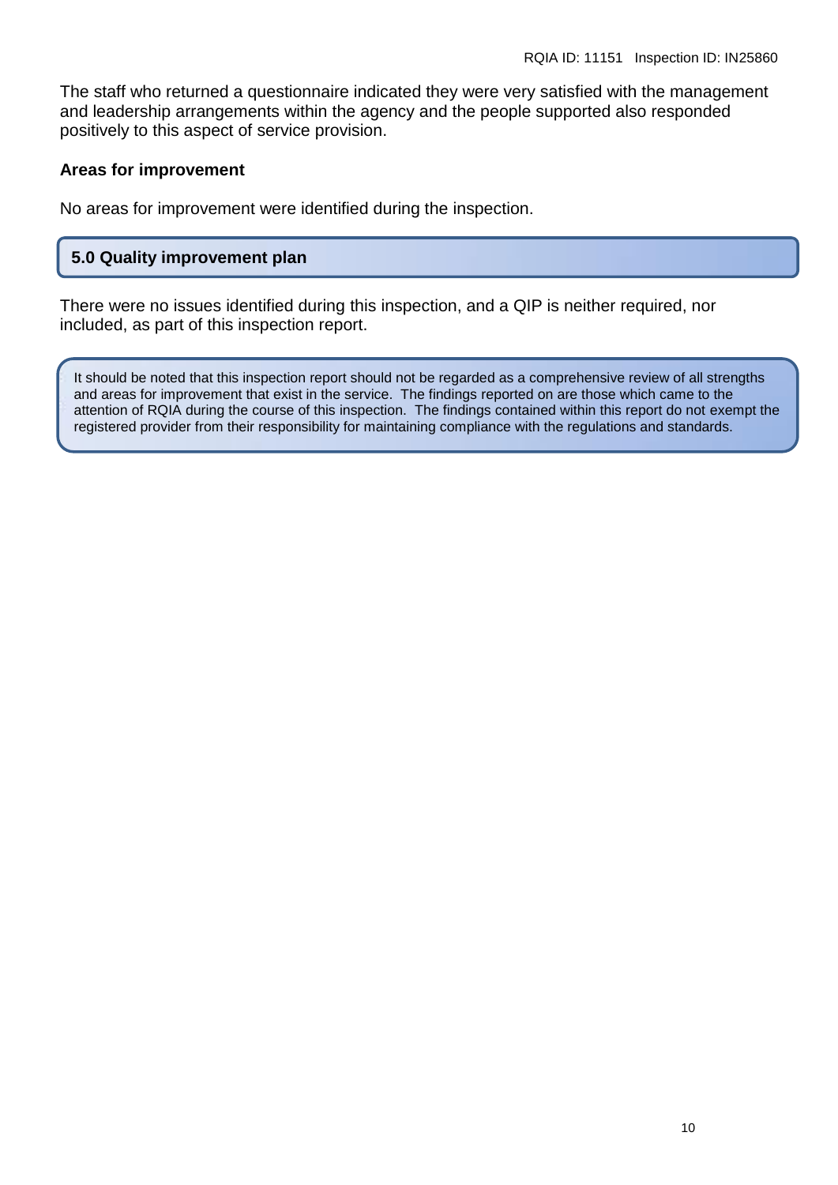The staff who returned a questionnaire indicated they were very satisfied with the management and leadership arrangements within the agency and the people supported also responded positively to this aspect of service provision.

**Areas for improvement**

No areas for improvement were identified during the inspection.

## 5.0 Quality improvement plan

There were no issues identified during this inspection, and a QIP is neither required, nor included, as part of this inspection report.

It should be noted that this inspection report should not be regarded as a comprehensive review of all strengths and areas for improvement that exist in the service. The findings reported on are those which came to the attention of RQIA during the course of this inspection. The findings contained within this report do not exempt the registered provider from their responsibility for maintaining compliance with the regulations and standards.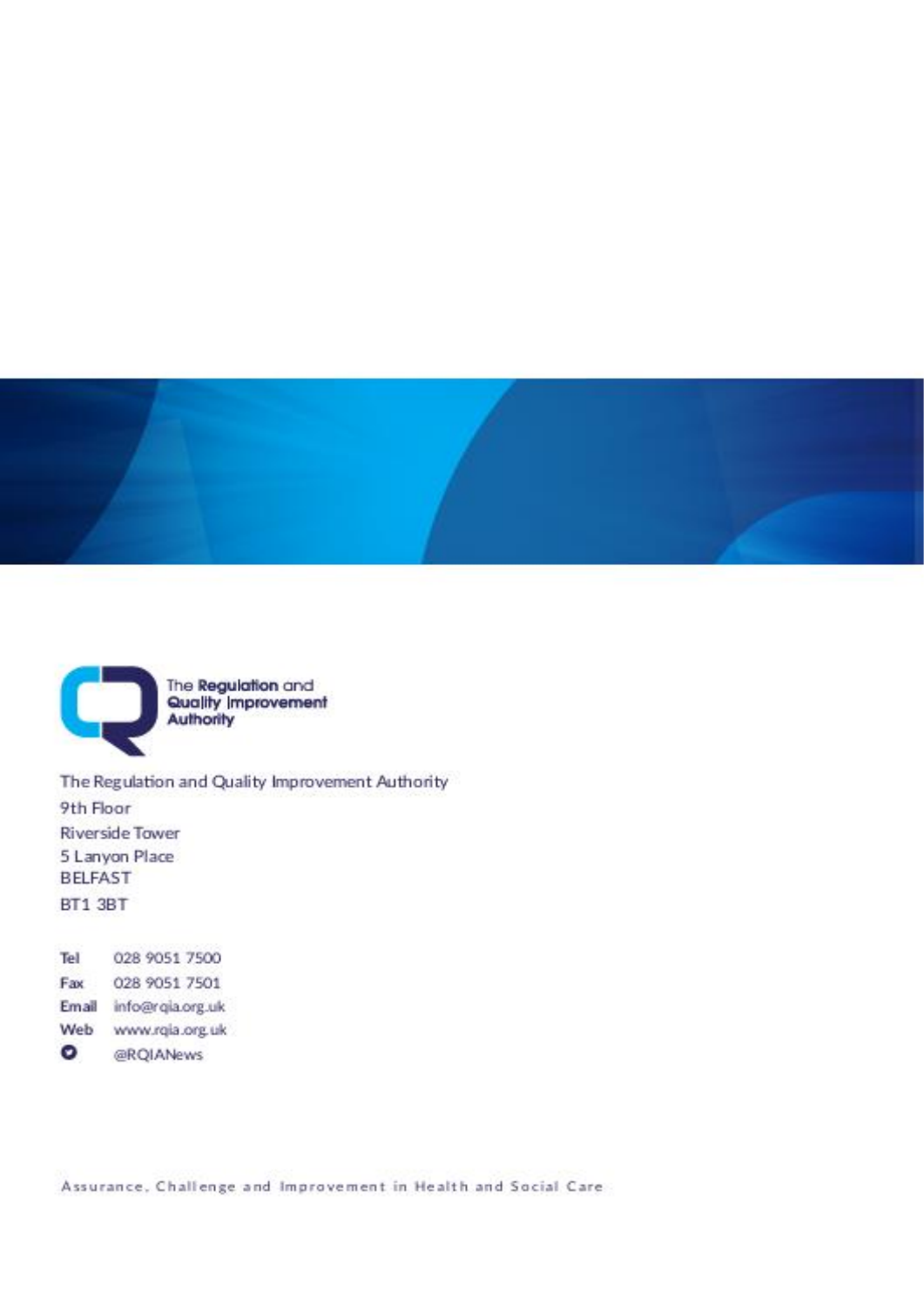The Regulation and Quality Improvement Authority

The Regulation and Quality Improvement Authority
9th Floor
Riverside Tower
5 Lanyon Place
BELFAST
BT1 3BT

Tel 028 9051 7500
Fax 028 9051 7501
Email info@rqia.org.uk
Web www.rqia.org.uk
@RQIANews

Assurance, Challenge and Improvement in Health and Social Care